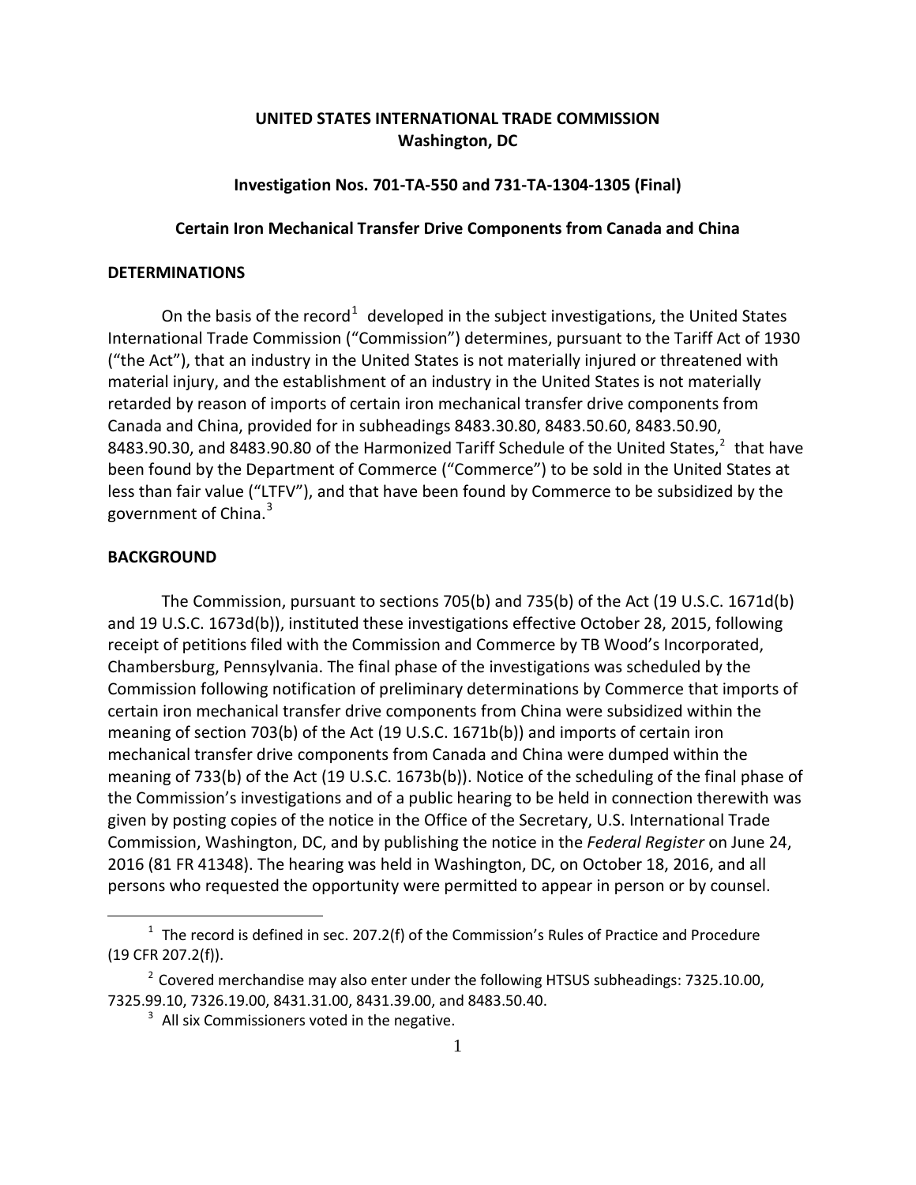**UNITED STATES INTERNATIONAL TRADE COMMISSION**
**Washington, DC**

**Investigation Nos. 701-TA-550 and 731-TA-1304-1305 (Final)**

**Certain Iron Mechanical Transfer Drive Components from Canada and China**

## DETERMINATIONS

On the basis of the record[1] developed in the subject investigations, the United States International Trade Commission ("Commission") determines, pursuant to the Tariff Act of 1930 ("the Act"), that an industry in the United States is not materially injured or threatened with material injury, and the establishment of an industry in the United States is not materially retarded by reason of imports of certain iron mechanical transfer drive components from Canada and China, provided for in subheadings 8483.30.80, 8483.50.60, 8483.50.90, 8483.90.30, and 8483.90.80 of the Harmonized Tariff Schedule of the United States,[2] that have been found by the Department of Commerce ("Commerce") to be sold in the United States at less than fair value ("LTFV"), and that have been found by Commerce to be subsidized by the government of China.[3]

## BACKGROUND

The Commission, pursuant to sections 705(b) and 735(b) of the Act (19 U.S.C. 1671d(b) and 19 U.S.C. 1673d(b)), instituted these investigations effective October 28, 2015, following receipt of petitions filed with the Commission and Commerce by TB Wood's Incorporated, Chambersburg, Pennsylvania. The final phase of the investigations was scheduled by the Commission following notification of preliminary determinations by Commerce that imports of certain iron mechanical transfer drive components from China were subsidized within the meaning of section 703(b) of the Act (19 U.S.C. 1671b(b)) and imports of certain iron mechanical transfer drive components from Canada and China were dumped within the meaning of 733(b) of the Act (19 U.S.C. 1673b(b)). Notice of the scheduling of the final phase of the Commission's investigations and of a public hearing to be held in connection therewith was given by posting copies of the notice in the Office of the Secretary, U.S. International Trade Commission, Washington, DC, and by publishing the notice in the *Federal Register* on June 24, 2016 (81 FR 41348). The hearing was held in Washington, DC, on October 18, 2016, and all persons who requested the opportunity were permitted to appear in person or by counsel.

---

[1] The record is defined in sec. 207.2(f) of the Commission's Rules of Practice and Procedure (19 CFR 207.2(f)).

[2] Covered merchandise may also enter under the following HTSUS subheadings: 7325.10.00, 7325.99.10, 7326.19.00, 8431.31.00, 8431.39.00, and 8483.50.40.

[3] All six Commissioners voted in the negative.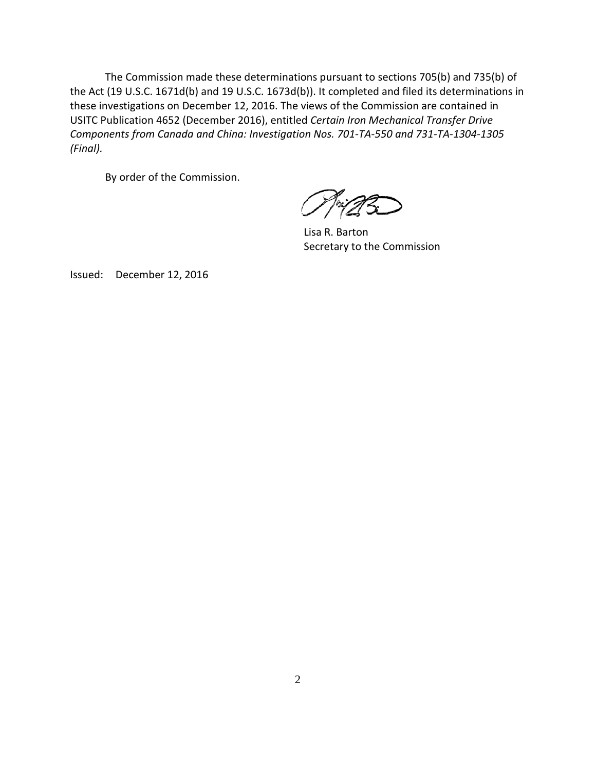The Commission made these determinations pursuant to sections 705(b) and 735(b) of the Act (19 U.S.C. 1671d(b) and 19 U.S.C. 1673d(b)). It completed and filed its determinations in these investigations on December 12, 2016. The views of the Commission are contained in USITC Publication 4652 (December 2016), entitled *Certain Iron Mechanical Transfer Drive Components from Canada and China: Investigation Nos. 701-TA-550 and 731-TA-1304-1305 (Final).*

By order of the Commission.

Lisa R. Barton
Secretary to the Commission

Issued: December 12, 2016